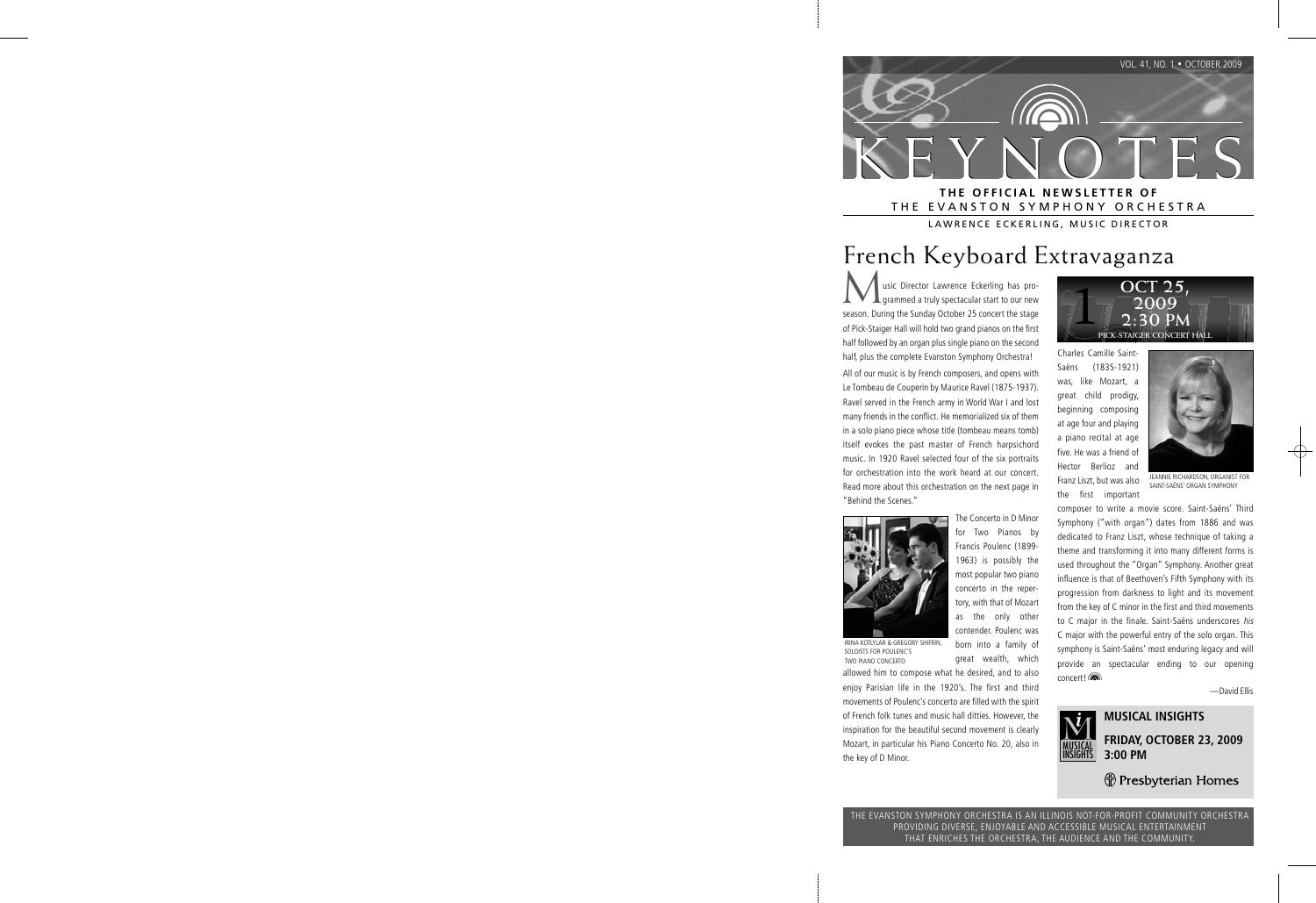VOL. 41, NO. 1 • OCTOBER 2009

# KEYNOTES

**THE OFFICIAL NEWSLETTER OF**
THE EVANSTON SYMPHONY ORCHESTRA

LAWRENCE ECKERLING, MUSIC DIRECTOR

## French Keyboard Extravaganza

Music Director Lawrence Eckerling has programmed a truly spectacular start to our new season. During the Sunday October 25 concert the stage of Pick-Staiger Hall will hold two grand pianos on the first half followed by an organ plus single piano on the second half, plus the complete Evanston Symphony Orchestra!

All of our music is by French composers, and opens with Le Tombeau de Couperin by Maurice Ravel (1875-1937). Ravel served in the French army in World War I and lost many friends in the conflict. He memorialized six of them in a solo piano piece whose title (tombeau means tomb) itself evokes the past master of French harpsichord music. In 1920 Ravel selected four of the six portraits for orchestration into the work heard at our concert. Read more about this orchestration on the next page in "Behind the Scenes."

IRINA KOTLYLAR & GREGORY SHIFRIN, SOLOISTS FOR POULENC'S TWO PIANO CONCERTO

The Concerto in D Minor for Two Pianos by Francis Poulenc (1899-1963) is possibly the most popular two piano concerto in the repertory, with that of Mozart as the only other contender. Poulenc was born into a family of great wealth, which allowed him to compose what he desired, and to also enjoy Parisian life in the 1920's. The first and third movements of Poulenc's concerto are filled with the spirit of French folk tunes and music hall ditties. However, the inspiration for the beautiful second movement is clearly Mozart, in particular his Piano Concerto No. 20, also in the key of D Minor.

1 OCT 25, 2009 2:30 PM
PICK-STAIGER CONCERT HALL

Charles Camille Saint-Saëns (1835-1921) was, like Mozart, a great child prodigy, beginning composing at age four and playing a piano recital at age five. He was a friend of Hector Berlioz and Franz Liszt, but was also the first important composer to write a movie score. Saint-Saëns' Third Symphony ("with organ") dates from 1886 and was dedicated to Franz Liszt, whose technique of taking a theme and transforming it into many different forms is used throughout the "Organ" Symphony. Another great influence is that of Beethoven's Fifth Symphony with its progression from darkness to light and its movement from the key of C minor in the first and third movements to C major in the finale. Saint-Saëns underscores *his* C major with the powerful entry of the solo organ. This symphony is Saint-Saëns' most enduring legacy and will provide an spectacular ending to our opening concert!

JEANNIE RICHARDSON, ORGANIST FOR SAINT-SAËNS' ORGAN SYMPHONY

—David Ellis

**MUSICAL INSIGHTS**

**FRIDAY, OCTOBER 23, 2009**
**3:00 PM**

Presbyterian Homes

THE EVANSTON SYMPHONY ORCHESTRA IS AN ILLINOIS NOT-FOR-PROFIT COMMUNITY ORCHESTRA PROVIDING DIVERSE, ENJOYABLE AND ACCESSIBLE MUSICAL ENTERTAINMENT THAT ENRICHES THE ORCHESTRA, THE AUDIENCE AND THE COMMUNITY.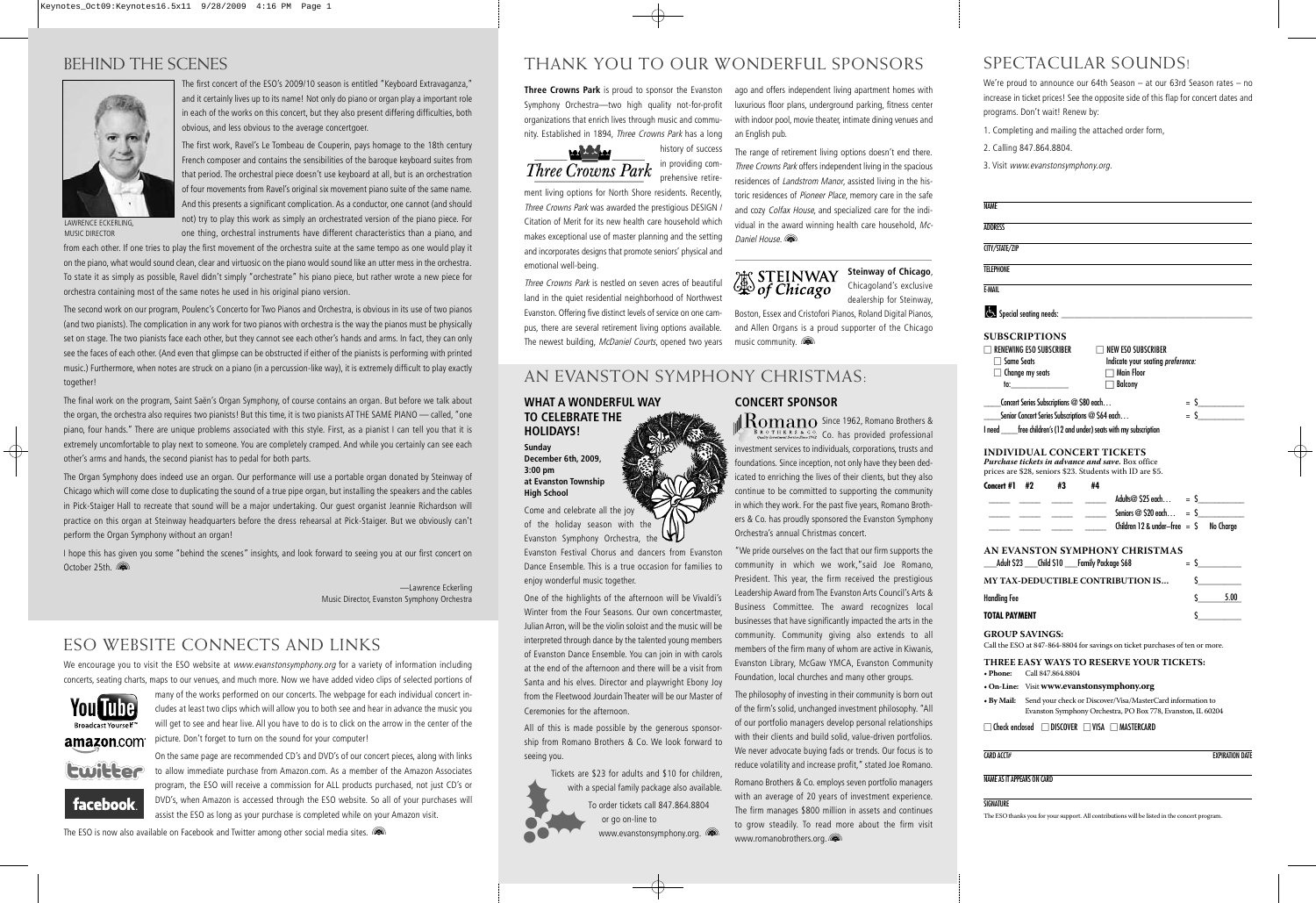# BEHIND THE SCENES

LAWRENCE ECKERLING, MUSIC DIRECTOR

The first concert of the ESO's 2009/10 season is entitled "Keyboard Extravaganza," and it certainly lives up to its name! Not only do piano or organ play a important role in each of the works on this concert, but they also present differing difficulties, both obvious, and less obvious to the average concertgoer.

The first work, Ravel's Le Tombeau de Couperin, pays homage to the 18th century French composer and contains the sensibilities of the baroque keyboard suites from that period. The orchestral piece doesn't use keyboard at all, but is an orchestration of four movements from Ravel's original six movement piano suite of the same name. And this presents a significant complication. As a conductor, one cannot (and should not) try to play this work as simply an orchestrated version of the piano piece. For one thing, orchestral instruments have different characteristics than a piano, and from each other. If one tries to play the first movement of the orchestra suite at the same tempo as one would play it on the piano, what would sound clean, clear and virtuosic on the piano would sound like an utter mess in the orchestra. To state it as simply as possible, Ravel didn't simply "orchestrate" his piano piece, but rather wrote a new piece for orchestra containing most of the same notes he used in his original piano version.

The second work on our program, Poulenc's Concerto for Two Pianos and Orchestra, is obvious in its use of two pianos (and two pianists). The complication in any work for two pianos with orchestra is the way the pianos must be physically set on stage. The two pianists face each other, but they cannot see each other's hands and arms. In fact, they can only see the faces of each other. (And even that glimpse can be obstructed if either of the pianists is performing with printed music.) Furthermore, when notes are struck on a piano (in a percussion-like way), it is extremely difficult to play exactly together!

The final work on the program, Saint Saën's Organ Symphony, of course contains an organ. But before we talk about the organ, the orchestra also requires two pianists! But this time, it is two pianists AT THE SAME PIANO — called, "one piano, four hands." There are unique problems associated with this style. First, as a pianist I can tell you that it is extremely uncomfortable to play next to someone. You are completely cramped. And while you certainly can see each other's arms and hands, the second pianist has to pedal for both parts.

The Organ Symphony does indeed use an organ. Our performance will use a portable organ donated by Steinway of Chicago which will come close to duplicating the sound of a true pipe organ, but installing the speakers and the cables in Pick-Staiger Hall to recreate that sound will be a major undertaking. Our guest organist Jeannie Richardson will practice on this organ at Steinway headquarters before the dress rehearsal at Pick-Staiger. But we obviously can't perform the Organ Symphony without an organ!

I hope this has given you some "behind the scenes" insights, and look forward to seeing you at our first concert on October 25th.

—Lawrence Eckerling
Music Director, Evanston Symphony Orchestra

# ESO WEBSITE CONNECTS AND LINKS

We encourage you to visit the ESO website at *www.evanstonsymphony.org* for a variety of information including concerts, seating charts, maps to our venues, and much more. Now we have added video clips of selected portions of many of the works performed on our concerts. The webpage for each individual concert includes at least two clips which will allow you to both see and hear in advance the music you will get to see and hear live. All you have to do is to click on the arrow in the center of the picture. Don't forget to turn on the sound for your computer!

On the same page are recommended CD's and DVD's of our concert pieces, along with links to allow immediate purchase from Amazon.com. As a member of the Amazon Associates program, the ESO will receive a commission for ALL products purchased, not just CD's or DVD's, when Amazon is accessed through the ESO website. So all of your purchases will assist the ESO as long as your purchase is completed while on your Amazon visit.

The ESO is now also available on Facebook and Twitter among other social media sites.

# THANK YOU TO OUR WONDERFUL SPONSORS

**Three Crowns Park** is proud to sponsor the Evanston Symphony Orchestra—two high quality not-for-profit organizations that enrich lives through music and community. Established in 1894, *Three Crowns Park* has a long history of success in providing comprehensive retirement living options for North Shore residents. Recently, *Three Crowns Park* was awarded the prestigious DESIGN / Citation of Merit for its new health care household which makes exceptional use of master planning and the setting and incorporates designs that promote seniors' physical and emotional well-being.

*Three Crowns Park* is nestled on seven acres of beautiful land in the quiet residential neighborhood of Northwest Evanston. Offering five distinct levels of service on one campus, there are several retirement living options available. The newest building, *McDaniel Courts*, opened two years ago and offers independent living apartment homes with luxurious floor plans, underground parking, fitness center with indoor pool, movie theater, intimate dining venues and an English pub.

The range of retirement living options doesn't end there. *Three Crowns Park* offers independent living in the spacious residences of *Landstrom Manor*, assisted living in the historic residences of *Pioneer Place*, memory care in the safe and cozy *Colfax House*, and specialized care for the individual in the award winning health care household, *McDaniel House*.

**Steinway of Chicago**, Chicagoland's exclusive dealership for Steinway, Boston, Essex and Cristofori Pianos, Roland Digital Pianos, and Allen Organs is a proud supporter of the Chicago music community.

# AN EVANSTON SYMPHONY CHRISTMAS:

### WHAT A WONDERFUL WAY TO CELEBRATE THE HOLIDAYS!

**Sunday
December 6th, 2009, 3:00 pm
at Evanston Township High School**

Come and celebrate all the joy of the holiday season with the Evanston Symphony Orchestra, the Evanston Festival Chorus and dancers from Evanston Dance Ensemble. This is a true occasion for families to enjoy wonderful music together.

One of the highlights of the afternoon will be Vivaldi's Winter from the Four Seasons. Our own concertmaster, Julian Arron, will be the violin soloist and the music will be interpreted through dance by the talented young members of Evanston Dance Ensemble. You can join in with carols at the end of the afternoon and there will be a visit from Santa and his elves. Director and playwright Ebony Joy from the Fleetwood Jourdain Theater will be our Master of Ceremonies for the afternoon.

All of this is made possible by the generous sponsorship from Romano Brothers & Co. We look forward to seeing you.

Tickets are $23 for adults and $10 for children, with a special family package also available. To order tickets call 847.864.8804 or go on-line to www.evanstonsymphony.org.

### CONCERT SPONSOR

Since 1962, Romano Brothers & Co. has provided professional investment services to individuals, corporations, trusts and foundations. Since inception, not only have they been dedicated to enriching the lives of their clients, but they also continue to be committed to supporting the community in which they work. For the past five years, Romano Brothers & Co. has proudly sponsored the Evanston Symphony Orchestra's annual Christmas concert.

"We pride ourselves on the fact that our firm supports the community in which we work,"said Joe Romano, President. This year, the firm received the prestigious Leadership Award from The Evanston Arts Council's Arts & Business Committee. The award recognizes local businesses that have significantly impacted the arts in the community. Community giving also extends to all members of the firm many of whom are active in Kiwanis, Evanston Library, McGaw YMCA, Evanston Community Foundation, local churches and many other groups.

The philosophy of investing in their community is born out of the firm's solid, unchanged investment philosophy. "All of our portfolio managers develop personal relationships with their clients and build solid, value-driven portfolios. We never advocate buying fads or trends. Our focus is to reduce volatility and increase profit," stated Joe Romano.

Romano Brothers & Co. employs seven portfolio managers with an average of 20 years of investment experience. The firm manages $800 million in assets and continues to grow steadily. To read more about the firm visit www.romanobrothers.org.

# SPECTACULAR SOUNDS!

We're proud to announce our 64th Season – at our 63rd Season rates – no increase in ticket prices! See the opposite side of this flap for concert dates and programs. Don't wait! Renew by:

1. Completing and mailing the attached order form,
2. Calling 847.864.8804.
3. Visit *www.evanstonsymphony.org*.

NAME ______

ADDRESS ______

CITY/STATE/ZIP ______

TELEPHONE ______

E-MAIL ______

Special seating needs: ______

### SUBSCRIPTIONS

☐ RENEWING ESO SUBSCRIBER
- ☐ Same Seats
- ☐ Change my seats to: ______

☐ NEW ESO SUBSCRIBER
Indicate your seating *preference:*
- ☐ Main Floor
- ☐ Balcony

____Concert Series Subscriptions @ $80 each… = $______
____Senior Concert Series Subscriptions @ $64 each… = $______
I need ____free children's (12 and under) seats with my subscription

### INDIVIDUAL CONCERT TICKETS

***Purchase tickets in advance and save.*** Box office prices are $28, seniors $23. Students with ID are $5.

| Concert #1 | #2 | #3 | #4 | | |
|---|---|---|---|---|---|
| ____ | ____ | ____ | ____ | Adults@ $25 each… | = $______ |
| ____ | ____ | ____ | ____ | Seniors @ $20 each… | = $______ |
| ____ | ____ | ____ | ____ | Children 12 & under—free | = $ No Charge |

### AN EVANSTON SYMPHONY CHRISTMAS

___Adult $23 ___Child $10 ___Family Package $68 = $______

MY TAX-DEDUCTIBLE CONTRIBUTION IS… $______

Handling Fee $ 5.00

TOTAL PAYMENT $______

### GROUP SAVINGS:

Call the ESO at 847-864-8804 for savings on ticket purchases of ten or more.

### THREE EASY WAYS TO RESERVE YOUR TICKETS:

- **Phone:** Call 847.864.8804
- **On-Line:** Visit **www.evanstonsymphony.org**
- **By Mail:** Send your check or Discover/Visa/MasterCard information to Evanston Symphony Orchestra, PO Box 778, Evanston, IL 60204

☐ Check enclosed ☐ DISCOVER ☐ VISA ☐ MASTERCARD

CARD ACCT# ______ EXPIRATION DATE ______

NAME AS IT APPEARS ON CARD ______

SIGNATURE ______

The ESO thanks you for your support. All contributions will be listed in the concert program.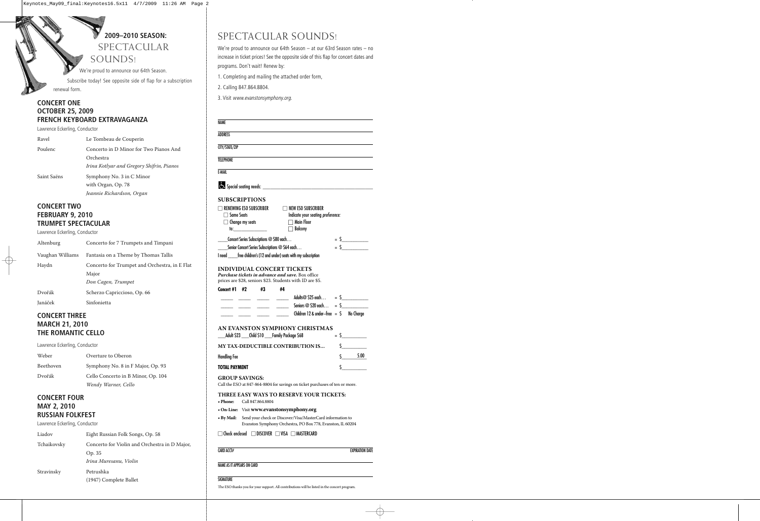## 2009–2010 SEASON: SPECTACULAR SOUNDS!

We're proud to announce our 64th Season.

Subscribe today! See opposite side of flap for a subscription renewal form.

### CONCERT ONE
### OCTOBER 25, 2009
### FRENCH KEYBOARD EXTRAVAGANZA

Lawrence Eckerling, Conductor

| | |
|---|---|
| Ravel | Le Tombeau de Couperin |
| Poulenc | Concerto in D Minor for Two Pianos And Orchestra<br>*Irina Kotlyar and Gregory Shifrin, Pianos* |
| Saint Saëns | Symphony No. 3 in C Minor with Organ, Op. 78<br>*Jeannie Richardson, Organ* |

### CONCERT TWO
### FEBRUARY 9, 2010
### TRUMPET SPECTACULAR

Lawrence Eckerling, Conductor

| | |
|---|---|
| Altenburg | Concerto for 7 Trumpets and Timpani |
| Vaughan Williams | Fantasia on a Theme by Thomas Tallis |
| Haydn | Concerto for Trumpet and Orchestra, in E Flat Major<br>*Don Cagen, Trumpet* |
| Dvořák | Scherzo Capriccioso, Op. 66 |
| Janáček | Sinfonietta |

### CONCERT THREE
### MARCH 21, 2010
### THE ROMANTIC CELLO

Lawrence Eckerling, Conductor

| | |
|---|---|
| Weber | Overture to Oberon |
| Beethoven | Symphony No. 8 in F Major, Op. 93 |
| Dvořák | Cello Concerto in B Minor, Op. 104<br>*Wendy Warner, Cello* |

### CONCERT FOUR
### MAY 2, 2010
### RUSSIAN FOLKFEST

Lawrence Eckerling, Conductor

| | |
|---|---|
| Liadov | Eight Russian Folk Songs, Op. 58 |
| Tchaikovsky | Concerto for Violin and Orchestra in D Major, Op. 35<br>*Irina Muresanu, Violin* |
| Stravinsky | Petrushka (1947) Complete Ballet |

# SPECTACULAR SOUNDS!

We're proud to announce our 64th Season – at our 63rd Season rates – no increase in ticket prices! See the opposite side of this flap for concert dates and programs. Don't wait! Renew by:

1. Completing and mailing the attached order form,
2. Calling 847.864.8804.
3. Visit *www.evanstonsymphony.org*.

NAME ______________________

ADDRESS ______________________

CITY/STATE/ZIP ______________________

TELEPHONE ______________________

E-MAIL ______________________

Special seating needs: ______________________

### SUBSCRIPTIONS

☐ RENEWING ESO SUBSCRIBER
- ☐ Same Seats
- ☐ Change my seats to: ________

☐ NEW ESO SUBSCRIBER
Indicate your seating *preference:*
- ☐ Main Floor
- ☐ Balcony

____Concert Series Subscriptions @ $80 each… = $________

____Senior Concert Series Subscriptions @ $64 each… = $________

I need ____free children's (12 and under) seats with my subscription

### INDIVIDUAL CONCERT TICKETS

***Purchase tickets in advance and save.*** Box office prices are $28, seniors $23. Students with ID are $5.

| Concert #1 | #2 | #3 | #4 | | |
|---|---|---|---|---|---|
| ____ | ____ | ____ | ____ | Adults@ $25 each… | = $________ |
| ____ | ____ | ____ | ____ | Seniors @ $20 each… | = $________ |
| ____ | ____ | ____ | ____ | Children 12 & under–free | = $ No Charge |

### AN EVANSTON SYMPHONY CHRISTMAS

___Adult $23 ___Child $10 ___Family Package $68 = $________

**MY TAX-DEDUCTIBLE CONTRIBUTION IS…** $________

Handling Fee $ 5.00

**TOTAL PAYMENT** $________

### GROUP SAVINGS:

Call the ESO at 847-864-8804 for savings on ticket purchases of ten or more.

### THREE EASY WAYS TO RESERVE YOUR TICKETS:

- **Phone:** Call 847.864.8804
- **On-Line:** Visit **www.evanstonsymphony.org**
- **By Mail:** Send your check or Discover/Visa/MasterCard information to Evanston Symphony Orchestra, PO Box 778, Evanston, IL 60204

☐ Check enclosed ☐ DISCOVER ☐ VISA ☐ MASTERCARD

CARD ACCT# ______________________ EXPIRATION DATE

NAME AS IT APPEARS ON CARD ______________________

SIGNATURE ______________________

The ESO thanks you for your support. All contributions will be listed in the concert program.